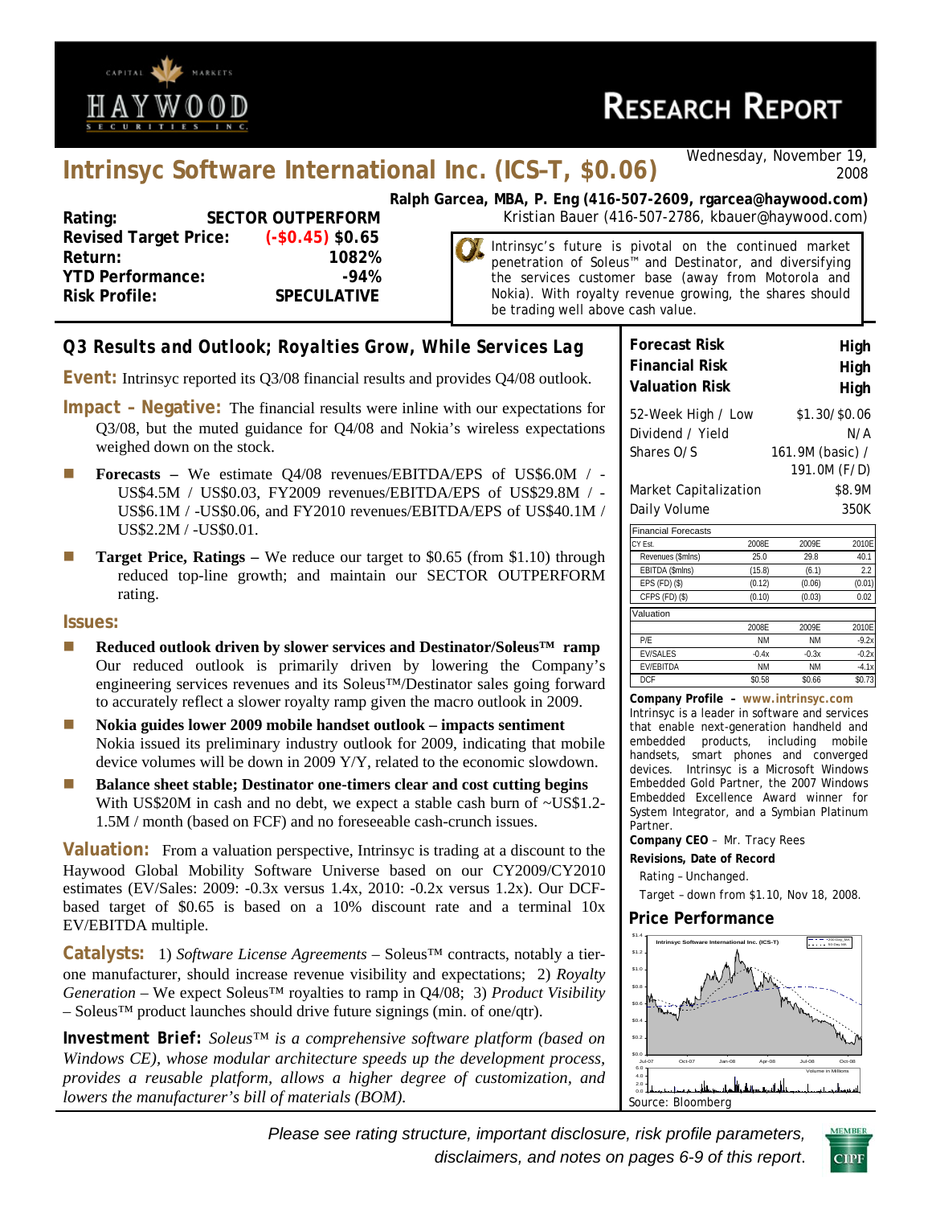# Intrinsyc Software International Inc. (ICS–T, $0.06)

Wednesday, November 19, 2008

**Ralph Garcea, MBA, P. Eng (416-507-2609, rgarcea@haywood.com)**
Kristian Bauer (416-507-2786, kbauer@haywood.com)

| | |
|---|---|
| **Rating:** | **SECTOR OUTPERFORM** |
| **Revised Target Price:** | **(-$0.45) $0.65** |
| **Return:** | **1082%** |
| **YTD Performance:** | **-94%** |
| **Risk Profile:** | **SPECULATIVE** |

Intrinsyc's future is pivotal on the continued market penetration of Soleus™ and Destinator, and diversifying the services customer base (away from Motorola and Nokia). With royalty revenue growing, the shares should be trading well above cash value.

## Q3 Results and Outlook; Royalties Grow, While Services Lag

**Event:** Intrinsyc reported its Q3/08 financial results and provides Q4/08 outlook.

**Impact – Negative:** The financial results were inline with our expectations for Q3/08, but the muted guidance for Q4/08 and Nokia's wireless expectations weighed down on the stock.

- **Forecasts –** We estimate Q4/08 revenues/EBITDA/EPS of US$6.0M / -US$4.5M / US$0.03, FY2009 revenues/EBITDA/EPS of US$29.8M / -US$6.1M / -US$0.06, and FY2010 revenues/EBITDA/EPS of US$40.1M / US$2.2M / -US$0.01.
- **Target Price, Ratings –** We reduce our target to $0.65 (from $1.10) through reduced top-line growth; and maintain our SECTOR OUTPERFORM rating.

**Issues:**

- **Reduced outlook driven by slower services and Destinator/Soleus™ ramp** Our reduced outlook is primarily driven by lowering the Company's engineering services revenues and its Soleus™/Destinator sales going forward to accurately reflect a slower royalty ramp given the macro outlook in 2009.
- **Nokia guides lower 2009 mobile handset outlook – impacts sentiment** Nokia issued its preliminary industry outlook for 2009, indicating that mobile device volumes will be down in 2009 Y/Y, related to the economic slowdown.
- **Balance sheet stable; Destinator one-timers clear and cost cutting begins** With US$20M in cash and no debt, we expect a stable cash burn of ~US$1.2-1.5M / month (based on FCF) and no foreseeable cash-crunch issues.

**Valuation:** From a valuation perspective, Intrinsyc is trading at a discount to the Haywood Global Mobility Software Universe based on our CY2009/CY2010 estimates (EV/Sales: 2009: -0.3x versus 1.4x, 2010: -0.2x versus 1.2x). Our DCF-based target of $0.65 is based on a 10% discount rate and a terminal 10x EV/EBITDA multiple.

**Catalysts:** 1) *Software License Agreements* – Soleus™ contracts, notably a tier-one manufacturer, should increase revenue visibility and expectations; 2) *Royalty Generation* – We expect Soleus™ royalties to ramp in Q4/08; 3) *Product Visibility* – Soleus™ product launches should drive future signings (min. of one/qtr).

**Investment Brief:** *Soleus™ is a comprehensive software platform (based on Windows CE), whose modular architecture speeds up the development process, provides a reusable platform, allows a higher degree of customization, and lowers the manufacturer's bill of materials (BOM).*

| | |
|---|---|
| **Forecast Risk** | **High** |
| **Financial Risk** | **High** |
| **Valuation Risk** | **High** |
| 52-Week High / Low | $1.30/$0.06 |
| Dividend / Yield | N/A |
| Shares O/S | 161.9M (basic) / 191.0M (F/D) |
| Market Capitalization | $8.9M |
| Daily Volume | 350K |

| Financial Forecasts | | | |
|---|---|---|---|
| CY Est. | 2008E | 2009E | 2010E |
| Revenues ($mlns) | 25.0 | 29.8 | 40.1 |
| EBITDA ($mlns) | (15.8) | (6.1) | 2.2 |
| EPS (FD) ($) | (0.12) | (0.06) | (0.01) |
| CFPS (FD) ($) | (0.10) | (0.03) | 0.02 |

| Valuation | | | |
|---|---|---|---|
| | 2008E | 2009E | 2010E |
| P/E | NM | NM | -9.2x |
| EV/SALES | -0.4x | -0.3x | -0.2x |
| EV/EBITDA | NM | NM | -4.1x |
| DCF | $0.58 | $0.66 | $0.73 |

**Company Profile – www.intrinsyc.com**
Intrinsyc is a leader in software and services that enable next-generation handheld and embedded products, including mobile handsets, smart phones and converged devices. Intrinsyc is a Microsoft Windows Embedded Gold Partner, the 2007 Windows Embedded Excellence Award winner for System Integrator, and a Symbian Platinum Partner.

**Company CEO** – Mr. Tracy Rees

**Revisions, Date of Record**
Rating – Unchanged.
Target – down from $1.10, Nov 18, 2008.

### Price Performance

Source: Bloomberg

*Please see rating structure, important disclosure, risk profile parameters, disclaimers, and notes on pages 6-9 of this report.*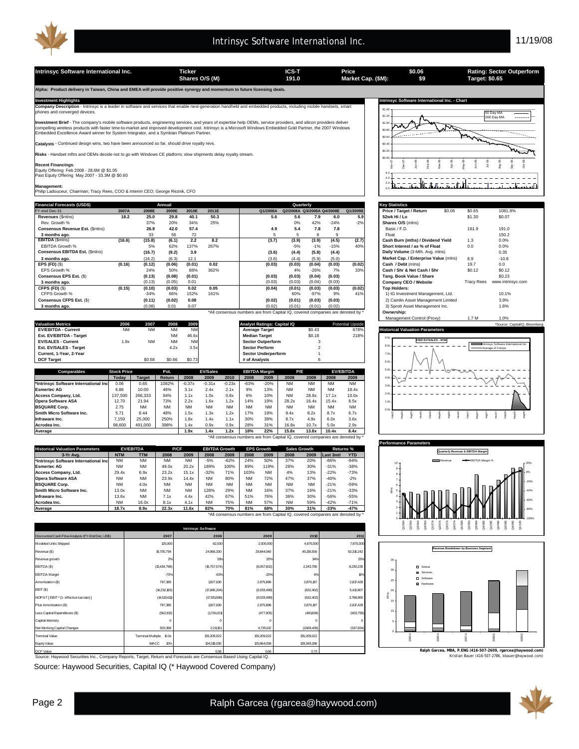| Intrinsyc Software International Inc. | Ticker | ICS-T | Price | $0.06 | Rating: Sector Outperform |
|---|---|---|---|---|---|
| | Shares O/S (M) | 191.0 | Market Cap. ($M): | $9 | Target: $0.65 |

**Alpha: Product delivery in Taiwan, China and EMEA will provide positive synergy and momentum to future licensing deals.**

## Investment Highlights

**Company Description** - Intrinsyc is a leader in software and services that enable next-generation handheld and embedded products, including mobile handsets, smart phones and converged devices.

**Investment Brief** - The company's mobile software products, engineering services, and years of expertise help OEMs, service providers, and silicon providers deliver compelling wireless products with faster time-to-market and improved development cost. Intrinsyc is a Microsoft Windows Embedded Gold Partner, the 2007 Windows Embedded Excellence Award winner for System Integrator, and a Symbian Platinum Partner.

**Catalysts** - Continued design wins, two have been announced so far, should drive royalty revs.

**Risks** - Handset mftrs and OEMs decide not to go with Windows CE platform; slow shipments delay royalty stream.

**Recent Financings**:
Equity Offering Feb 2008 - 28.6M @ $1.05
Past Equity Offering May 2007 - 33.3M @ $0.60

**Management**:
Philip Ladouceur, Chairman; Tracy Rees, COO & Interim CEO; George Reznik, CFO

## Financial Forecasts (USD$)

| FY-end Dec-31 | 2007A | 2008E | 2009E | 2010E | 2011E | Q1/2008A | Q2/2008A | Q3/2008A | Q4/2008E | Q1/2009E |
|---|---|---|---|---|---|---|---|---|---|---|
| **Revenues** ($mlns) | **18.2** | **25.0** | **29.8** | **40.1** | **50.3** | **5.6** | **5.6** | **7.9** | **6.0** | **5.9** |
| Rev. Growth % | | 37% | 20% | 34% | 25% | | 0% | 42% | -24% | -2% |
| **Consensus Revenue Est.** ($mlns) | | **26.9** | **42.0** | **57.4** | | **4.9** | **5.4** | **7.8** | **7.8** | |
| **3 months ago.** | | 33 | 56 | 72 | | 5 | 5 | 8 | 9 | |
| **EBITDA** ($mlns) | **(16.6)** | **(15.8)** | **(6.1)** | **2.2** | **8.2** | **(3.7)** | **(3.9)** | **(3.9)** | **(4.5)** | **(2.7)** |
| EBITDA Growth % | | 5% | 62% | 137% | 267% | | -5% | -1% | -15% | 40% |
| **Consensus EBITDA Est.** ($mlns) | | **(16.7)** | **(9.2)** | **3.9** | | **(3.6)** | **(4.4)** | **(5.8)** | **(4.4)** | |
| **3 months ago.** | | (16.2) | (6.3) | 12.1 | | (3.6) | (4.4) | (5.9) | (5.0) | |
| **EPS (FD)** ($) | **(0.16)** | **(0.12)** | **(0.06)** | **(0.01)** | **0.02** | **(0.03)** | **(0.03)** | **(0.04)** | **(0.03)** | **(0.02)** |
| EPS Growth % | | 24% | 50% | 88% | 362% | | 4% | -26% | 7% | 33% |
| **Consensus EPS Est.** ($) | | **(0.13)** | **(0.08)** | **(0.01)** | | **(0.03)** | **(0.03)** | **(0.04)** | **(0.03)** | |
| **3 months ago.** | | (0.13) | (0.05) | 0.01 | | (0.03) | (0.03) | (0.04) | (0.03) | |
| **CFPS (FD)** ($) | **(0.15)** | **(0.10)** | **(0.03)** | **0.02** | **0.05** | **(0.04)** | **(0.01)** | **(0.03)** | **(0.03)** | **(0.02)** |
| CFPS Growth % | | -34% | 66% | 152% | 161% | | 60% | -97% | 9% | 41% |
| **Consensus CFPS Est.** ($) | | **(0.11)** | **(0.02)** | **0.08** | | **(0.02)** | **(0.01)** | **(0.03)** | **(0.03)** | |
| **3 months ago.** | | (0.08) | 0.01 | 0.07 | | (0.02) | (0.01) | (0.01) | (0.02) | |

*All consensus numbers are from Capital IQ, covered companies are denoted by *

## Key Statistics

| | | | |
|---|---|---|---|
| **Price / Target / Return** | $0.06 | $0.65 | 1081.8% |
| **52wk Hi / Lo** | | $1.30 | $0.07 |
| **Shares O/S** (mlns) | | | |
| Basic / F.D. | | 161.9 | 191.0 |
| Float | | | 150.2 |
| **Cash Burn (mths) / Dividend Yield** | | 1.3 | 0.0% |
| **Short Interest / as % of Float** | | 0.0 | 0.0% |
| **Daily Volume** (3-Mth. Avg. mlns) | | | 0.35 |
| **Market Cap. / Enterprise Value** (mlns) | | 8.9 | -10.8 |
| **Cash / Debt** (mlns) | | 19.7 | 0.0 |
| **Cash / Shr & Net Cash / Shr** | | $0.12 | $0.12 |
| **Tang. Book Value / Share** | | | $0.23 |
| **Company CEO / Website** | | Tracy Rees | www.intrinsyc.com |
| **Top Holders:** | | | |
| 1) IG Investment Management, Ltd. | | | 10.1% |
| 2) Camlin Asset Management Limited | | | 3.9% |
| 3) Sprott Asset Management Inc. | | | 1.8% |
| **Ownership:** | | | |
| Management Control (Proxy) | | 1.7 M | 1.0% |

*Source: CapitalIQ, Bloomberg

## Valuation Metrics

| Valuation Metrics | 2006 | 2007 | 2008 | 2009 |
|---|---|---|---|---|
| **EV/EBITDA - Current** | NM | NM | NM | NM |
| **Est. EV/EBITDA - Target** | | | NM | 46.6x |
| **EV/SALES - Current** | 1.9x | NM | NM | NM |
| **Est. EV/SALES - Target** | | | 4.2x | 3.5x |
| **Current, 1-Year, 2-Year** | | | | |
| **DCF Target** | | $0.58 | $0.66 | $0.73 |

| Analyst Ratings: Capital IQ | | Potential Upside |
|---|---|---|
| **Average Target** | $0.43 | 678% |
| **Median Target** | $0.18 | 218% |
| **Sector Outperform** | 3 | |
| **Sector Perform** | 2 | |
| **Sector Underperform** | 1 | |
| **# of Analysts** | 6 | |

## Comparables

| Comparables | Stock Price Today | Target | Pot. Return | EV/Sales 2008 | EV/Sales 2009 | EV/Sales 2010 | EBITDA Margin 2008 | EBITDA Margin 2009 | P/E 2008 | P/E 2009 | EV/EBITDA 2008 | EV/EBITDA 2009 |
|---|---|---|---|---|---|---|---|---|---|---|---|---|
| *Intrinsyc Software International Inc | 0.06 | 0.65 | 1082% | -0.37x | -0.31x | -0.23x | -63% | -20% | NM | NM | NM | NM |
| Esmertec AG | 6.86 | 10.00 | 46% | 3.1x | 2.4x | 2.1x | 9% | 13% | NM | NM | NM | 18.4x |
| Access Company, Ltd. | 137,500 | 266,333 | 94% | 1.1x | 1.0x | 0.8x | 6% | 10% | NM | 28.8x | 17.1x | 10.0x |
| Opera Software ASA | 12.70 | 21.94 | 73% | 2.2x | 1.6x | 1.2x | 14% | 19% | 28.2x | 16.4x | 15.4x | 8.5x |
| BSQUARE Corp. | 2.75 | NM | NM | NM | NM | NM | NM | NM | NM | NM | NM | NM |
| Smith Micro Software Inc. | 5.71 | 8.44 | 48% | 1.5x | 1.3x | 1.2x | 17% | 19% | 9.4x | 8.2x | 8.7x | 6.7x |
| Infraware Inc. | 7,150 | 25,000 | 250% | 1.8x | 1.4x | 1.1x | 30% | 39% | 8.7x | 4.9x | 6.0x | 3.6x |
| Acrodea Inc. | 98,600 | 491,000 | 398% | 1.4x | 0.9x | 0.9x | 28% | 31% | 16.8x | 10.7x | 5.0x | 2.9x |
| **Average** | | | | **1.9x** | **1.4x** | **1.2x** | **18%** | **22%** | **15.8x** | **13.8x** | **10.4x** | **8.4x** |

*All consensus numbers are from Capital IQ, covered companies are denoted by *

## Historical Valuation Parameters

| 3-Yr Avg. | EV/EBITDA NTM | EV/EBITDA TTM | P/CF 2008 | P/CF 2009 | EBITDA Growth 2008 | EBITDA Growth 2009 | EPS Growth 2008 | EPS Growth 2009 | Sales Growth 2008 | Sales Growth 2009 | Returns % Last 3mtl | Returns % YTD |
|---|---|---|---|---|---|---|---|---|---|---|---|---|
| *Intrinsyc Software International Inc | NM | NM | NM | NM | -5% | -62% | 24% | 50% | 37% | 20% | -86% | -94% |
| Esmertec AG | NM | NM | 49.0x | 20.2x | 189% | 100% | 89% | 119% | 26% | 30% | -31% | -38% |
| Access Company, Ltd. | 29.4x | 6.9x | 23.2x | 15.1x | -32% | 71% | 103% | NM | 4% | 13% | -22% | -73% |
| Opera Software ASA | NM | NM | 23.9x | 14.4x | NM | 80% | NM | 72% | 47% | 37% | -40% | -2% |
| BSQUARE Corp. | NM | 4.0x | NM | NM | NM | NM | NM | NM | NM | NM | -21% | -59% |
| Smith Micro Software Inc. | 13.0x | NM | NM | NM | 128% | 29% | NM | 16% | 37% | 16% | -21% | -33% |
| Infraware Inc. | 13.6x | NM | 7.1x | 4.4x | 42% | 67% | 51% | 76% | 36% | 30% | -56% | -55% |
| Acrodea Inc. | NM | 16.0x | 8.1x | 4.1x | NM | 75% | NM | 57% | NM | 59% | -42% | -71% |
| **Average** | **18.7x** | **8.9x** | **22.3x** | **11.6x** | **82%** | **70%** | **81%** | **68%** | **30%** | **31%** | **-33%** | **-47%** |

*All consensus numbers are from Capital IQ, covered companies are denoted by *

## Intrinsyc Software

| Discounted Cash Flow Analysis (FY-End Dec, US$) | 2007 | 2008 | 2009 | 2010 | 2011 |
|---|---|---|---|---|---|
| Modeled Units Shipped | 125,000 | 62,500 | 2,000,000 | 4,875,000 | 7,875,000 |
| Revenue ($) | 18,705,794 | 24,966,330 | 29,844,040 | 40,136,556 | 50,316,242 |
| Revenue growth | 2% | 33% | 20% | 34% | 25% |
| EBITDA ($) | (13,434,798) | (15,757,574) | (6,057,602) | 2,243,785 | 8,230,235 |
| EBITDA Margin | -70% | -63% | -20% | 6% | 16% |
| Amortization ($) | 797,385 | 1,927,630 | 2,975,896 | 2,876,187 | 2,817,428 |
| EBIT ($) | (14,232,183) | (17,685,204) | (9,033,499) | (632,402) | 5,412,807 |
| NOPAT [ EBIT * (1- effective tax rate) ] | (14,513,611) | (17,931,596) | (9,033,499) | (632,402) | 3,788,965 |
| Plus Amortization ($) | 797,385 | 1,927,630 | 2,975,896 | 2,876,187 | 2,817,428 |
| Less Capital Expenditures ($) | (562,912) | (1,726,021) | (477,505) | (481,639) | (603,795) |
| Capital Intensity | 0 | 0 | 0 | 0 | 0 |
| Net Working Capital Changes | 303,368 | 2,211,151 | 4,735,617 | (1,569,439) | (537,694) |
| Terminal Value | Terminal Multiple 10.0x | 135,209,022 | 135,209,022 | 135,209,022 | |
| Equity Value | WACC 10% | 104,519,030 | 125,864,058 | 139,349,286 | |
| DCF Value | | 0.58 | 0.66 | 0.73 | |

Source: Haywood Securities Inc., Company Reports, Target, Return and Forecasts are Consensus Based Using Capital IQ.

Source: Haywood Securities, Capital IQ (* Haywood Covered Company)

Ralph Garcea, MBA, P.ENG (416-507-2609, rgarcea@haywood.com)
Kristian Bauer (416-507-2786, kbauer@haywood.com)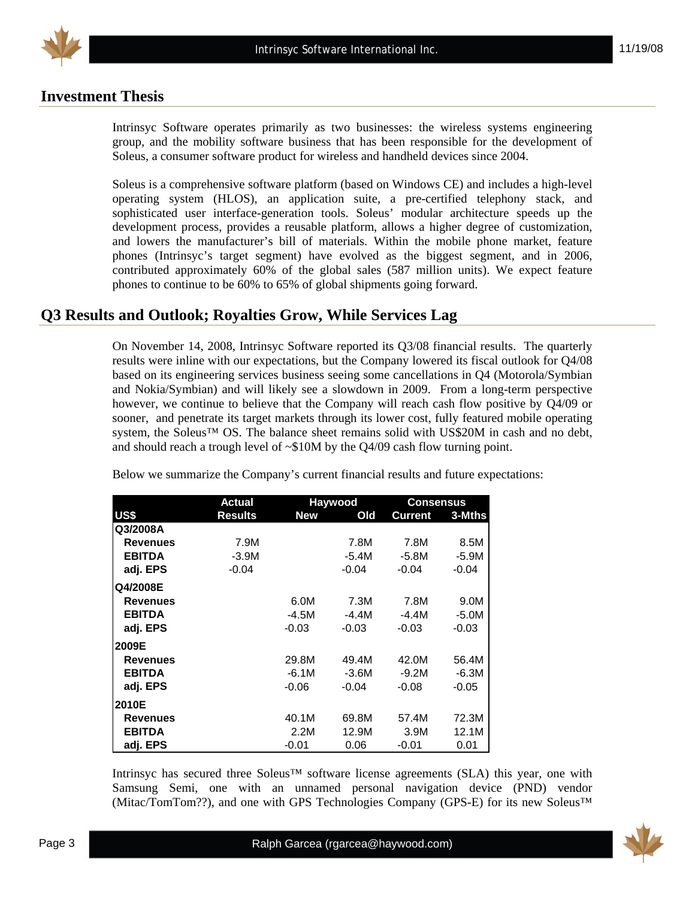## Investment Thesis

Intrinsyc Software operates primarily as two businesses: the wireless systems engineering group, and the mobility software business that has been responsible for the development of Soleus, a consumer software product for wireless and handheld devices since 2004.

Soleus is a comprehensive software platform (based on Windows CE) and includes a high-level operating system (HLOS), an application suite, a pre-certified telephony stack, and sophisticated user interface-generation tools. Soleus' modular architecture speeds up the development process, provides a reusable platform, allows a higher degree of customization, and lowers the manufacturer's bill of materials. Within the mobile phone market, feature phones (Intrinsyc's target segment) have evolved as the biggest segment, and in 2006, contributed approximately 60% of the global sales (587 million units). We expect feature phones to continue to be 60% to 65% of global shipments going forward.

## Q3 Results and Outlook; Royalties Grow, While Services Lag

On November 14, 2008, Intrinsyc Software reported its Q3/08 financial results. The quarterly results were inline with our expectations, but the Company lowered its fiscal outlook for Q4/08 based on its engineering services business seeing some cancellations in Q4 (Motorola/Symbian and Nokia/Symbian) and will likely see a slowdown in 2009. From a long-term perspective however, we continue to believe that the Company will reach cash flow positive by Q4/09 or sooner, and penetrate its target markets through its lower cost, fully featured mobile operating system, the Soleus™ OS. The balance sheet remains solid with US$20M in cash and no debt, and should reach a trough level of ~$10M by the Q4/09 cash flow turning point.

Below we summarize the Company's current financial results and future expectations:

| | Actual | Haywood | | Consensus | |
|---|---|---|---|---|---|
| **US$** | **Results** | **New** | **Old** | **Current** | **3-Mths** |
| **Q3/2008A** | | | | | |
| **Revenues** | 7.9M | | 7.8M | 7.8M | 8.5M |
| **EBITDA** | -3.9M | | -5.4M | -5.8M | -5.9M |
| **adj. EPS** | -0.04 | | -0.04 | -0.04 | -0.04 |
| **Q4/2008E** | | | | | |
| **Revenues** | | 6.0M | 7.3M | 7.8M | 9.0M |
| **EBITDA** | | -4.5M | -4.4M | -4.4M | -5.0M |
| **adj. EPS** | | -0.03 | -0.03 | -0.03 | -0.03 |
| **2009E** | | | | | |
| **Revenues** | | 29.8M | 49.4M | 42.0M | 56.4M |
| **EBITDA** | | -6.1M | -3.6M | -9.2M | -6.3M |
| **adj. EPS** | | -0.06 | -0.04 | -0.08 | -0.05 |
| **2010E** | | | | | |
| **Revenues** | | 40.1M | 69.8M | 57.4M | 72.3M |
| **EBITDA** | | 2.2M | 12.9M | 3.9M | 12.1M |
| **adj. EPS** | | -0.01 | 0.06 | -0.01 | 0.01 |

Intrinsyc has secured three Soleus™ software license agreements (SLA) this year, one with Samsung Semi, one with an unnamed personal navigation device (PND) vendor (Mitac/TomTom??), and one with GPS Technologies Company (GPS-E) for its new Soleus™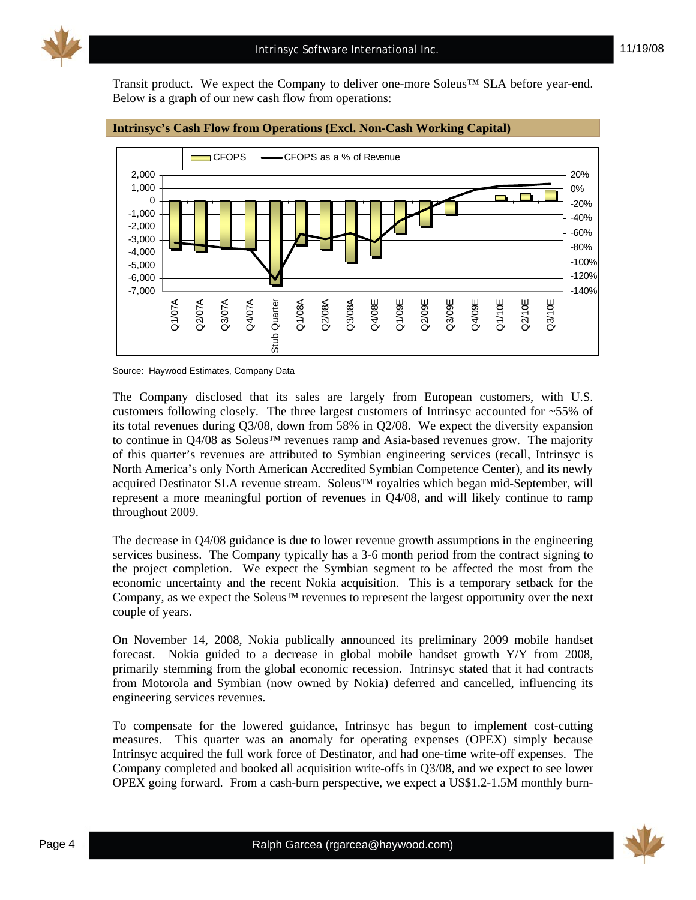Transit product. We expect the Company to deliver one-more Soleus™ SLA before year-end. Below is a graph of our new cash flow from operations:

**Intrinsyc's Cash Flow from Operations (Excl. Non-Cash Working Capital)**

Source: Haywood Estimates, Company Data

The Company disclosed that its sales are largely from European customers, with U.S. customers following closely. The three largest customers of Intrinsyc accounted for ~55% of its total revenues during Q3/08, down from 58% in Q2/08. We expect the diversity expansion to continue in Q4/08 as Soleus™ revenues ramp and Asia-based revenues grow. The majority of this quarter's revenues are attributed to Symbian engineering services (recall, Intrinsyc is North America's only North American Accredited Symbian Competence Center), and its newly acquired Destinator SLA revenue stream. Soleus™ royalties which began mid-September, will represent a more meaningful portion of revenues in Q4/08, and will likely continue to ramp throughout 2009.

The decrease in Q4/08 guidance is due to lower revenue growth assumptions in the engineering services business. The Company typically has a 3-6 month period from the contract signing to the project completion. We expect the Symbian segment to be affected the most from the economic uncertainty and the recent Nokia acquisition. This is a temporary setback for the Company, as we expect the Soleus™ revenues to represent the largest opportunity over the next couple of years.

On November 14, 2008, Nokia publically announced its preliminary 2009 mobile handset forecast. Nokia guided to a decrease in global mobile handset growth Y/Y from 2008, primarily stemming from the global economic recession. Intrinsyc stated that it had contracts from Motorola and Symbian (now owned by Nokia) deferred and cancelled, influencing its engineering services revenues.

To compensate for the lowered guidance, Intrinsyc has begun to implement cost-cutting measures. This quarter was an anomaly for operating expenses (OPEX) simply because Intrinsyc acquired the full work force of Destinator, and had one-time write-off expenses. The Company completed and booked all acquisition write-offs in Q3/08, and we expect to see lower OPEX going forward. From a cash-burn perspective, we expect a US$1.2-1.5M monthly burn-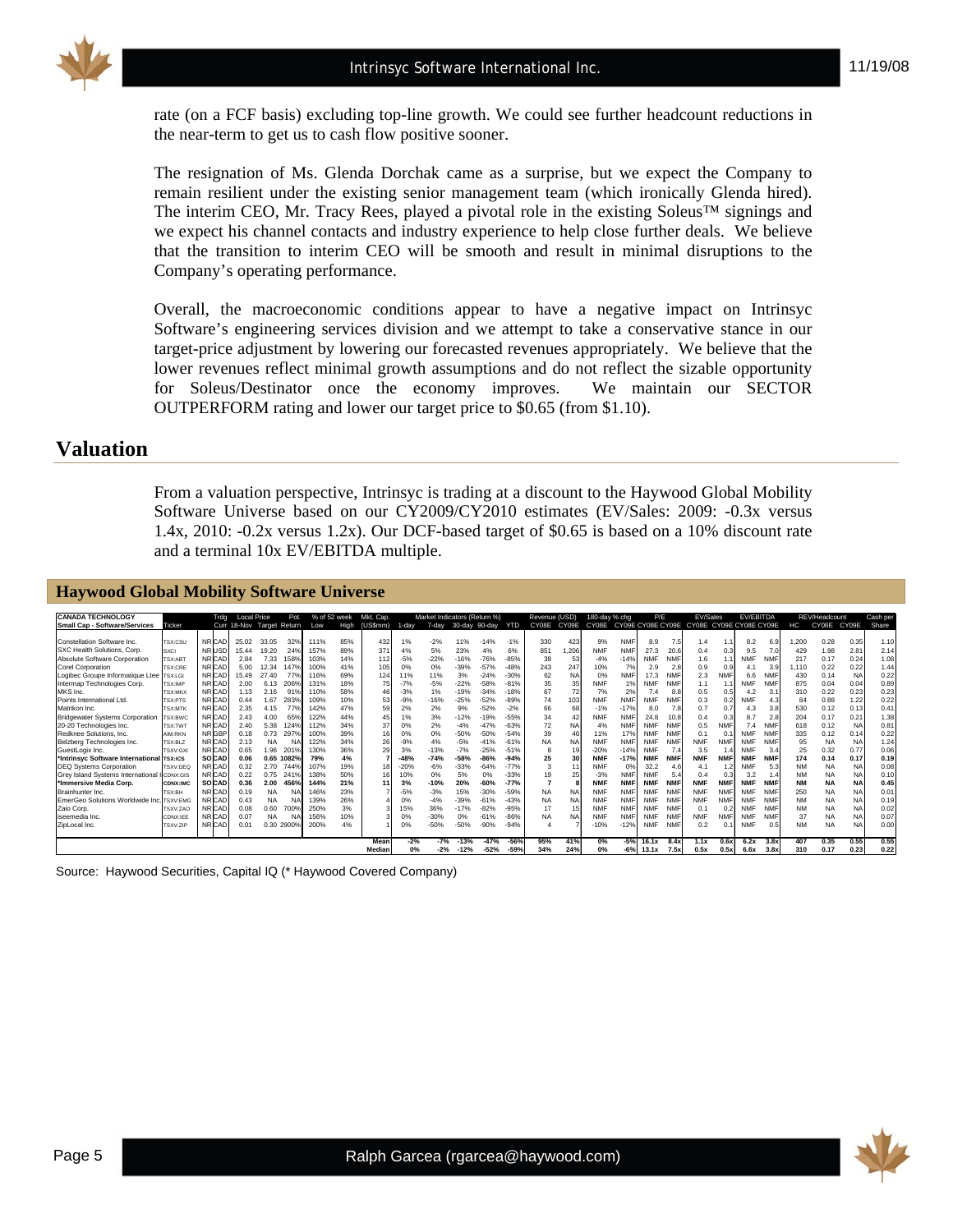rate (on a FCF basis) excluding top-line growth. We could see further headcount reductions in the near-term to get us to cash flow positive sooner.

The resignation of Ms. Glenda Dorchak came as a surprise, but we expect the Company to remain resilient under the existing senior management team (which ironically Glenda hired). The interim CEO, Mr. Tracy Rees, played a pivotal role in the existing Soleus™ signings and we expect his channel contacts and industry experience to help close further deals. We believe that the transition to interim CEO will be smooth and result in minimal disruptions to the Company's operating performance.

Overall, the macroeconomic conditions appear to have a negative impact on Intrinsyc Software's engineering services division and we attempt to take a conservative stance in our target-price adjustment by lowering our forecasted revenues appropriately. We believe that the lower revenues reflect minimal growth assumptions and do not reflect the sizable opportunity for Soleus/Destinator once the economy improves. We maintain our SECTOR OUTPERFORM rating and lower our target price to $0.65 (from $1.10).

# Valuation

From a valuation perspective, Intrinsyc is trading at a discount to the Haywood Global Mobility Software Universe based on our CY2009/CY2010 estimates (EV/Sales: 2009: -0.3x versus 1.4x, 2010: -0.2x versus 1.2x). Our DCF-based target of $0.65 is based on a 10% discount rate and a terminal 10x EV/EBITDA multiple.

## Haywood Global Mobility Software Universe

| CANADA TECHNOLOGY | | Trdg | | Local Price | | Pot. | % of 52 week | | Mkt. Cap. | Market Indicators (Return %) | | | | | Revenue (USD) | | 180-day % chg | | P/E | | EV/Sales | | EV/EBITDA | | | REV/Headcount | | Cash per |
|---|---|---|---|---|---|---|---|---|---|---|---|---|---|---|---|---|---|---|---|---|---|---|---|---|---|---|---|---|
| Small Cap - Software/Services | Ticker | | Curr | 18-Nov | Target | Return | Low | High | (US$mm) | 1-day | 7-day | 30-day | 90-day | YTD | CY08E | CY09E | CY08E | CY09E | CY08E | CY09E | CY08E | CY09E | CY08E | CY09E | HC | CY08E | CY09E | Share |
| Constellation Software Inc. | TSX:CSU | NR | CAD | 25.02 | 33.05 | 32% | 111% | 85% | 432 | 1% | -2% | 11% | -14% | -1% | 330 | 423 | 9% | NMF | 8.9 | 7.5 | 1.4 | 1.1 | 8.2 | 6.9 | 1,200 | 0.28 | 0.35 | 1.10 |
| SXC Health Solutions, Corp. | SXCI | NR | USD | 15.44 | 19.20 | 24% | 157% | 89% | 371 | 4% | 5% | 23% | 4% | 6% | 851 | 1,206 | NMF | NMF | 27.3 | 20.6 | 0.4 | 0.3 | 9.5 | 7.0 | 429 | 1.98 | 2.81 | 2.14 |
| Absolute Software Corporation | TSX:ABT | NR | CAD | 2.84 | 7.33 | 158% | 103% | 14% | 112 | -5% | -22% | -16% | -76% | -85% | 38 | 53 | -4% | -14% | NMF | NMF | 1.6 | 1.1 | NMF | NMF | 217 | 0.17 | 0.24 | 1.08 |
| Corel Corporation | TSX:CRE | NR | CAD | 5.00 | 12.34 | 147% | 100% | 41% | 105 | 0% | 0% | -39% | -57% | -48% | 243 | 247 | 10% | 7% | 2.9 | 2.8 | 0.9 | 0.9 | 4.1 | 3.9 | 1,110 | 0.22 | 0.22 | 1.44 |
| Logibec Groupe Informatique Ltee | TSX:LGI | NR | CAD | 15.49 | 27.40 | 77% | 116% | 69% | 124 | 11% | 11% | 3% | -24% | -30% | 62 | NA | 0% | NMF | 17.3 | NMF | 2.3 | NMF | 6.6 | NMF | 430 | 0.14 | NA | 0.22 |
| Intermap Technologies Corp. | TSX:IMP | NR | CAD | 2.00 | 6.13 | 206% | 131% | 18% | 75 | -7% | -5% | -22% | -58% | -81% | 35 | 35 | NMF | 1% | NMF | NMF | 1.1 | 1.1 | NMF | NMF | 875 | 0.04 | 0.04 | 0.89 |
| MKS Inc. | TSX:MKX | NR | CAD | 1.13 | 2.16 | 91% | 110% | 58% | 46 | -3% | 1% | -19% | -34% | -18% | 67 | 72 | 7% | 2% | 7.4 | 8.8 | 0.5 | 0.5 | 4.2 | 3.1 | 310 | 0.22 | 0.23 | 0.23 |
| Points International Ltd. | TSX:PTS | NR | CAD | 0.44 | 1.67 | 283% | 109% | 10% | 53 | -9% | -16% | -25% | -52% | -89% | 74 | 103 | NMF | NMF | NMF | NMF | 0.3 | 0.2 | NMF | 4.3 | 84 | 0.88 | 1.22 | 0.22 |
| Matrikon Inc. | TSX:MTK | NR | CAD | 2.35 | 4.15 | 77% | 142% | 47% | 59 | 2% | 2% | 9% | -52% | -2% | 66 | 68 | -1% | -17% | 8.0 | 7.8 | 0.7 | 0.7 | 4.3 | 3.8 | 530 | 0.12 | 0.13 | 0.41 |
| Bridgewater Systems Corporation | TSX:BWC | NR | CAD | 2.43 | 4.00 | 65% | 122% | 44% | 45 | 1% | 3% | -12% | -19% | -55% | 34 | 42 | NMF | NMF | 24.8 | 10.8 | 0.4 | 0.3 | 8.7 | 2.8 | 204 | 0.17 | 0.21 | 1.38 |
| 20-20 Technologies Inc. | TSX:TWT | NR | CAD | 2.40 | 5.38 | 124% | 112% | 34% | 37 | 0% | 2% | -4% | -47% | -63% | 72 | NA | 4% | NMF | NMF | NMF | 0.5 | NMF | 7.4 | NMF | 618 | 0.12 | NA | 0.81 |
| Redknee Solutions, Inc. | AIM:RKN | NR | GBP | 0.18 | 0.73 | 297% | 100% | 39% | 16 | 0% | 0% | -50% | -50% | -54% | 39 | 46 | 11% | 17% | NMF | NMF | 0.1 | 0.1 | NMF | NMF | 335 | 0.12 | 0.14 | 0.22 |
| Belzberg Technologies Inc. | TSX:BLZ | NR | CAD | 2.13 | NA | NA | 122% | 34% | 26 | -9% | 4% | -5% | -41% | -61% | NA | NA | NMF | NMF | NMF | NMF | NMF | NMF | NMF | NMF | 95 | NA | NA | 1.24 |
| GuestLogix Inc. | TSXV:GXI | NR | CAD | 0.65 | 1.96 | 201% | 130% | 36% | 29 | 3% | -13% | -7% | -25% | -51% | 8 | 19 | -20% | -14% | NMF | 7.4 | 3.5 | 1.4 | NMF | 3.4 | 25 | 0.32 | 0.77 | 0.06 |
| **\*Intrinsyc Software International** | **TSX:ICS** | **SO** | **CAD** | **0.06** | **0.65** | **1082%** | **79%** | **4%** | **7** | **-48%** | **-74%** | **-58%** | **-86%** | **-94%** | **25** | **30** | **NMF** | **-17%** | **NMF** | **NMF** | **NMF** | **NMF** | **NMF** | **NMF** | **174** | **0.14** | **0.17** | **0.19** |
| DEQ Systems Corporation | TSXV:DEQ | NR | CAD | 0.32 | 2.70 | 744% | 107% | 19% | 18 | -20% | -6% | -33% | -64% | -77% | 3 | 11 | NMF | 0% | 32.2 | 4.6 | 4.1 | 1.2 | NMF | 5.3 | NM | NA | NA | 0.08 |
| Grey Island Systems International Inc. | CDNX:GIS | NR | CAD | 0.22 | 0.75 | 241% | 138% | 50% | 16 | 10% | 0% | 5% | 0% | -33% | 19 | 25 | -3% | NMF | NMF | 5.4 | 0.4 | 0.3 | 3.2 | 1.4 | NM | NA | NA | 0.10 |
| **\*Immersive Media Corp.** | **CDNX:IMC** | **SO** | **CAD** | **0.36** | **2.00** | **456%** | **144%** | **21%** | **11** | **3%** | **-10%** | **20%** | **-60%** | **-77%** | **7** | **8** | **NMF** | **NMF** | **NMF** | **NMF** | **NMF** | **NMF** | **NMF** | **NMF** | **NM** | **NA** | **NA** | **0.45** |
| Brainhunter Inc. | TSX:BH | NR | CAD | 0.19 | NA | NA | 146% | 23% | 7 | -5% | -3% | 15% | -30% | -59% | NA | NA | NMF | NMF | NMF | NMF | NMF | NMF | NMF | NMF | 250 | NA | NA | 0.01 |
| EmerGeo Solutions Worldwide Inc. | TSXV:EMG | NR | CAD | 0.43 | NA | NA | 139% | 26% | 4 | 0% | -4% | -39% | -61% | -43% | NA | NA | NMF | NMF | NMF | NMF | NMF | NMF | NMF | NMF | NM | NA | NA | 0.19 |
| Zaio Corp. | TSXV:ZAO | NR | CAD | 0.08 | 0.60 | 700% | 250% | 3% | 3 | 15% | 36% | -17% | -82% | -95% | 17 | 15 | NMF | NMF | NMF | NMF | 0.1 | 0.2 | NMF | NMF | NM | NA | NA | 0.02 |
| iseemedia Inc. | CDNX:IEE | NR | CAD | 0.07 | NA | NA | 156% | 10% | 3 | 0% | -30% | 0% | -61% | -86% | NA | NA | NMF | NMF | NMF | NMF | NMF | NMF | NMF | NMF | 37 | NA | NA | 0.07 |
| ZipLocal Inc. | TSXV:ZIP | NR | CAD | 0.01 | 0.30 | 2900% | 200% | 4% | 1 | 0% | -50% | -50% | -90% | -94% | 4 | 7 | -10% | -12% | NMF | NMF | 0.2 | 0.1 | NMF | 0.5 | NM | NA | NA | 0.00 |
| | | | | | | | | | **Mean** | **-2%** | **-7%** | **-13%** | **-47%** | **-56%** | **95%** | **41%** | **0%** | **-5%** | **16.1x** | **8.4x** | **1.1x** | **0.6x** | **6.2x** | **3.8x** | **407** | **0.35** | **0.55** | **0.55** |
| | | | | | | | | | **Median** | **0%** | **-2%** | **-12%** | **-52%** | **-59%** | **34%** | **24%** | **0%** | **-6%** | **13.1x** | **7.5x** | **0.5x** | **0.5x** | **6.6x** | **3.8x** | **310** | **0.17** | **0.23** | **0.22** |

Source: Haywood Securities, Capital IQ (* Haywood Covered Company)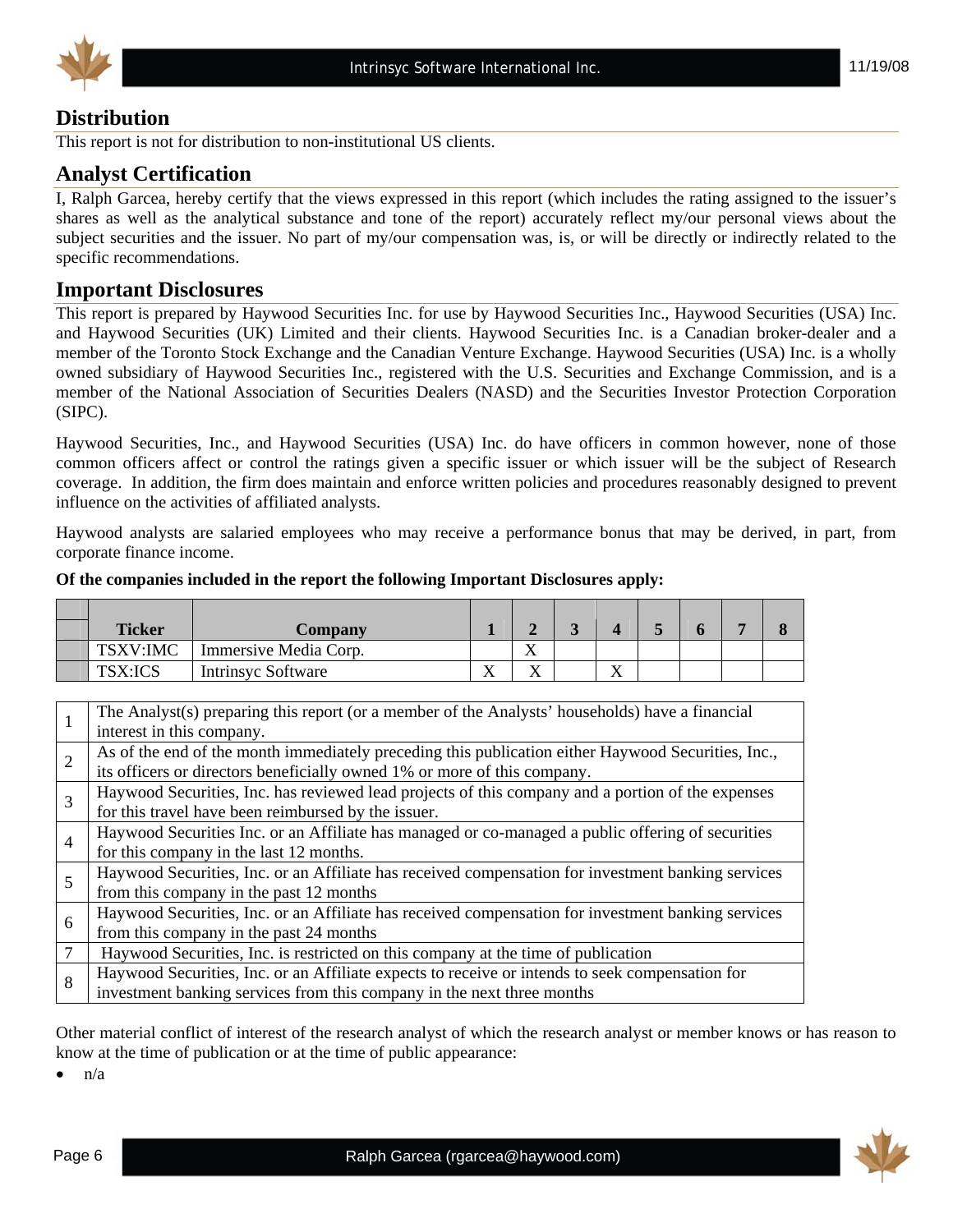## Distribution

This report is not for distribution to non-institutional US clients.

## Analyst Certification

I, Ralph Garcea, hereby certify that the views expressed in this report (which includes the rating assigned to the issuer's shares as well as the analytical substance and tone of the report) accurately reflect my/our personal views about the subject securities and the issuer. No part of my/our compensation was, is, or will be directly or indirectly related to the specific recommendations.

## Important Disclosures

This report is prepared by Haywood Securities Inc. for use by Haywood Securities Inc., Haywood Securities (USA) Inc. and Haywood Securities (UK) Limited and their clients. Haywood Securities Inc. is a Canadian broker-dealer and a member of the Toronto Stock Exchange and the Canadian Venture Exchange. Haywood Securities (USA) Inc. is a wholly owned subsidiary of Haywood Securities Inc., registered with the U.S. Securities and Exchange Commission, and is a member of the National Association of Securities Dealers (NASD) and the Securities Investor Protection Corporation (SIPC).

Haywood Securities, Inc., and Haywood Securities (USA) Inc. do have officers in common however, none of those common officers affect or control the ratings given a specific issuer or which issuer will be the subject of Research coverage. In addition, the firm does maintain and enforce written policies and procedures reasonably designed to prevent influence on the activities of affiliated analysts.

Haywood analysts are salaried employees who may receive a performance bonus that may be derived, in part, from corporate finance income.

**Of the companies included in the report the following Important Disclosures apply:**

| Ticker | Company | 1 | 2 | 3 | 4 | 5 | 6 | 7 | 8 |
|---|---|---|---|---|---|---|---|---|---|
| TSXV:IMC | Immersive Media Corp. | | X | | | | | | |
| TSX:ICS | Intrinsyc Software | X | X | | X | | | | |

| | |
|---|---|
| 1 | The Analyst(s) preparing this report (or a member of the Analysts' households) have a financial interest in this company. |
| 2 | As of the end of the month immediately preceding this publication either Haywood Securities, Inc., its officers or directors beneficially owned 1% or more of this company. |
| 3 | Haywood Securities, Inc. has reviewed lead projects of this company and a portion of the expenses for this travel have been reimbursed by the issuer. |
| 4 | Haywood Securities Inc. or an Affiliate has managed or co-managed a public offering of securities for this company in the last 12 months. |
| 5 | Haywood Securities, Inc. or an Affiliate has received compensation for investment banking services from this company in the past 12 months |
| 6 | Haywood Securities, Inc. or an Affiliate has received compensation for investment banking services from this company in the past 24 months |
| 7 | Haywood Securities, Inc. is restricted on this company at the time of publication |
| 8 | Haywood Securities, Inc. or an Affiliate expects to receive or intends to seek compensation for investment banking services from this company in the next three months |

Other material conflict of interest of the research analyst of which the research analyst or member knows or has reason to know at the time of publication or at the time of public appearance:

- n/a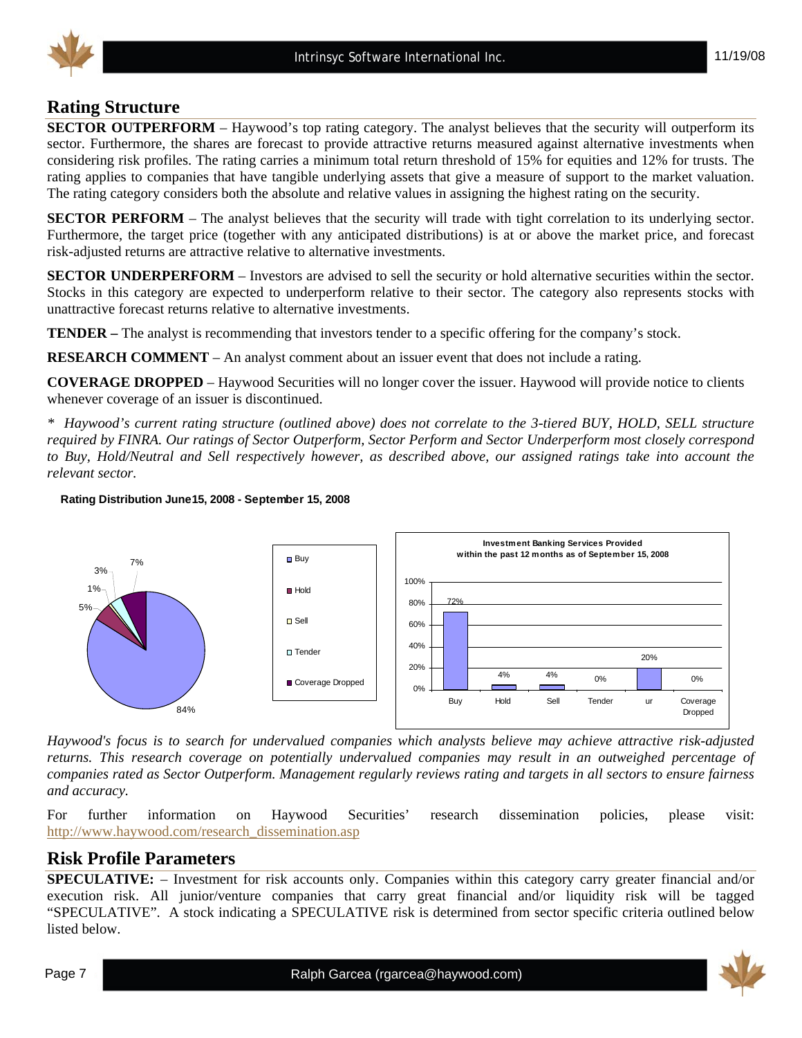## Rating Structure

**SECTOR OUTPERFORM** – Haywood's top rating category. The analyst believes that the security will outperform its sector. Furthermore, the shares are forecast to provide attractive returns measured against alternative investments when considering risk profiles. The rating carries a minimum total return threshold of 15% for equities and 12% for trusts. The rating applies to companies that have tangible underlying assets that give a measure of support to the market valuation. The rating category considers both the absolute and relative values in assigning the highest rating on the security.

**SECTOR PERFORM** – The analyst believes that the security will trade with tight correlation to its underlying sector. Furthermore, the target price (together with any anticipated distributions) is at or above the market price, and forecast risk-adjusted returns are attractive relative to alternative investments.

**SECTOR UNDERPERFORM** – Investors are advised to sell the security or hold alternative securities within the sector. Stocks in this category are expected to underperform relative to their sector. The category also represents stocks with unattractive forecast returns relative to alternative investments.

**TENDER –** The analyst is recommending that investors tender to a specific offering for the company's stock.

**RESEARCH COMMENT** – An analyst comment about an issuer event that does not include a rating.

**COVERAGE DROPPED** – Haywood Securities will no longer cover the issuer. Haywood will provide notice to clients whenever coverage of an issuer is discontinued.

*\* Haywood's current rating structure (outlined above) does not correlate to the 3-tiered BUY, HOLD, SELL structure required by FINRA. Our ratings of Sector Outperform, Sector Perform and Sector Underperform most closely correspond to Buy, Hold/Neutral and Sell respectively however, as described above, our assigned ratings take into account the relevant sector.*

**Rating Distribution June15, 2008 - September 15, 2008**

| Rating | Distribution |
|---|---|
| Buy | 84% |
| Hold | 5% |
| Sell | 1% |
| Tender | 3% |
| Coverage Dropped | 7% |

**Investment Banking Services Provided within the past 12 months as of September 15, 2008**

| Buy | Hold | Sell | Tender | ur | Coverage Dropped |
|---|---|---|---|---|---|
| 72% | 4% | 4% | 0% | 20% | 0% |

*Haywood's focus is to search for undervalued companies which analysts believe may achieve attractive risk-adjusted returns. This research coverage on potentially undervalued companies may result in an outweighed percentage of companies rated as Sector Outperform. Management regularly reviews rating and targets in all sectors to ensure fairness and accuracy.*

For further information on Haywood Securities' research dissemination policies, please visit: http://www.haywood.com/research_dissemination.asp

## Risk Profile Parameters

**SPECULATIVE:** – Investment for risk accounts only. Companies within this category carry greater financial and/or execution risk. All junior/venture companies that carry great financial and/or liquidity risk will be tagged "SPECULATIVE". A stock indicating a SPECULATIVE risk is determined from sector specific criteria outlined below listed below.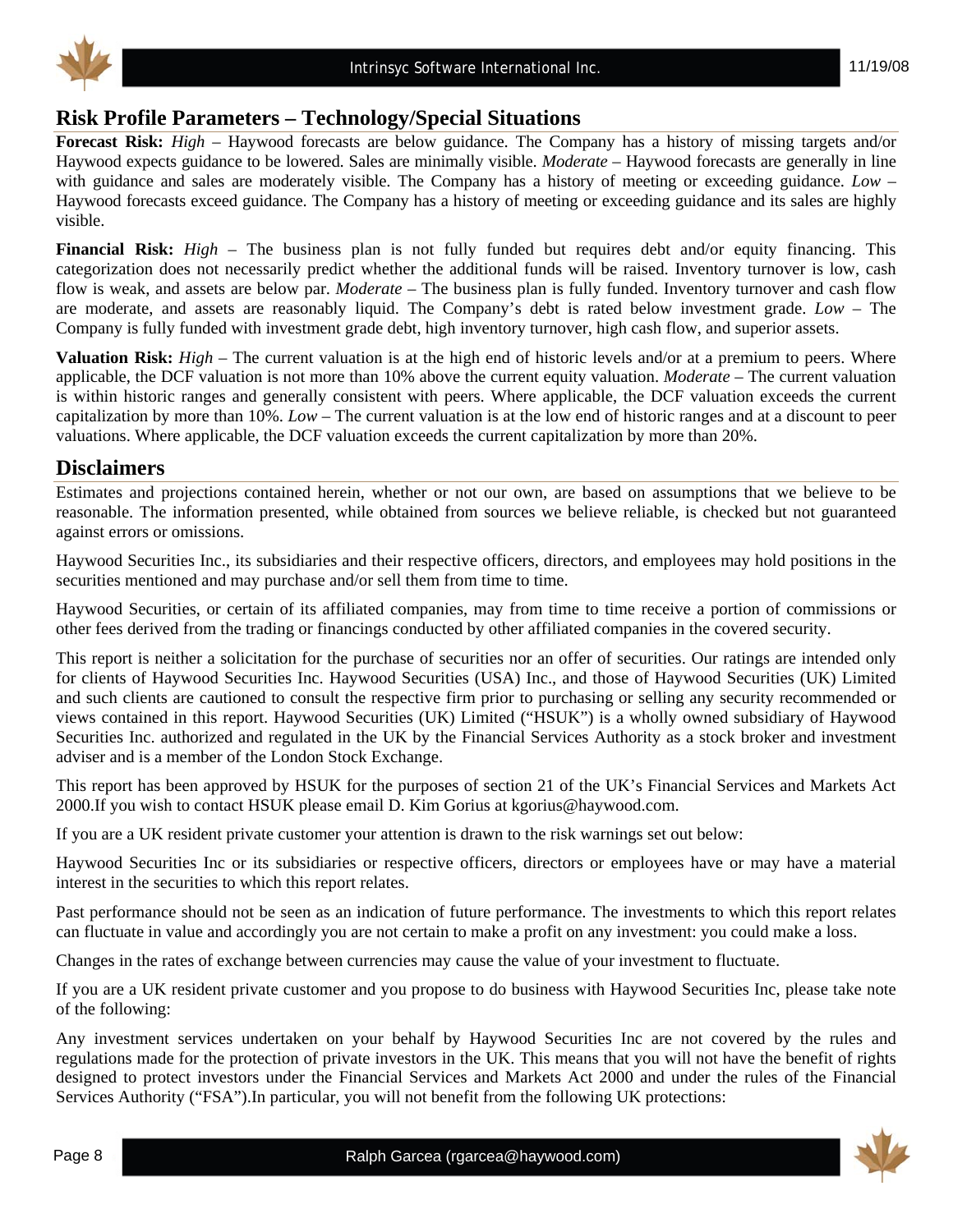## Risk Profile Parameters – Technology/Special Situations

**Forecast Risk:** *High* – Haywood forecasts are below guidance. The Company has a history of missing targets and/or Haywood expects guidance to be lowered. Sales are minimally visible. *Moderate* – Haywood forecasts are generally in line with guidance and sales are moderately visible. The Company has a history of meeting or exceeding guidance. *Low* – Haywood forecasts exceed guidance. The Company has a history of meeting or exceeding guidance and its sales are highly visible.

**Financial Risk:** *High* – The business plan is not fully funded but requires debt and/or equity financing. This categorization does not necessarily predict whether the additional funds will be raised. Inventory turnover is low, cash flow is weak, and assets are below par. *Moderate* – The business plan is fully funded. Inventory turnover and cash flow are moderate, and assets are reasonably liquid. The Company's debt is rated below investment grade. *Low* – The Company is fully funded with investment grade debt, high inventory turnover, high cash flow, and superior assets.

**Valuation Risk:** *High* – The current valuation is at the high end of historic levels and/or at a premium to peers. Where applicable, the DCF valuation is not more than 10% above the current equity valuation. *Moderate* – The current valuation is within historic ranges and generally consistent with peers. Where applicable, the DCF valuation exceeds the current capitalization by more than 10%. *Low* – The current valuation is at the low end of historic ranges and at a discount to peer valuations. Where applicable, the DCF valuation exceeds the current capitalization by more than 20%.

## Disclaimers

Estimates and projections contained herein, whether or not our own, are based on assumptions that we believe to be reasonable. The information presented, while obtained from sources we believe reliable, is checked but not guaranteed against errors or omissions.

Haywood Securities Inc., its subsidiaries and their respective officers, directors, and employees may hold positions in the securities mentioned and may purchase and/or sell them from time to time.

Haywood Securities, or certain of its affiliated companies, may from time to time receive a portion of commissions or other fees derived from the trading or financings conducted by other affiliated companies in the covered security.

This report is neither a solicitation for the purchase of securities nor an offer of securities. Our ratings are intended only for clients of Haywood Securities Inc. Haywood Securities (USA) Inc., and those of Haywood Securities (UK) Limited and such clients are cautioned to consult the respective firm prior to purchasing or selling any security recommended or views contained in this report. Haywood Securities (UK) Limited ("HSUK") is a wholly owned subsidiary of Haywood Securities Inc. authorized and regulated in the UK by the Financial Services Authority as a stock broker and investment adviser and is a member of the London Stock Exchange.

This report has been approved by HSUK for the purposes of section 21 of the UK's Financial Services and Markets Act 2000.If you wish to contact HSUK please email D. Kim Gorius at kgorius@haywood.com.

If you are a UK resident private customer your attention is drawn to the risk warnings set out below:

Haywood Securities Inc or its subsidiaries or respective officers, directors or employees have or may have a material interest in the securities to which this report relates.

Past performance should not be seen as an indication of future performance. The investments to which this report relates can fluctuate in value and accordingly you are not certain to make a profit on any investment: you could make a loss.

Changes in the rates of exchange between currencies may cause the value of your investment to fluctuate.

If you are a UK resident private customer and you propose to do business with Haywood Securities Inc, please take note of the following:

Any investment services undertaken on your behalf by Haywood Securities Inc are not covered by the rules and regulations made for the protection of private investors in the UK. This means that you will not have the benefit of rights designed to protect investors under the Financial Services and Markets Act 2000 and under the rules of the Financial Services Authority ("FSA").In particular, you will not benefit from the following UK protections: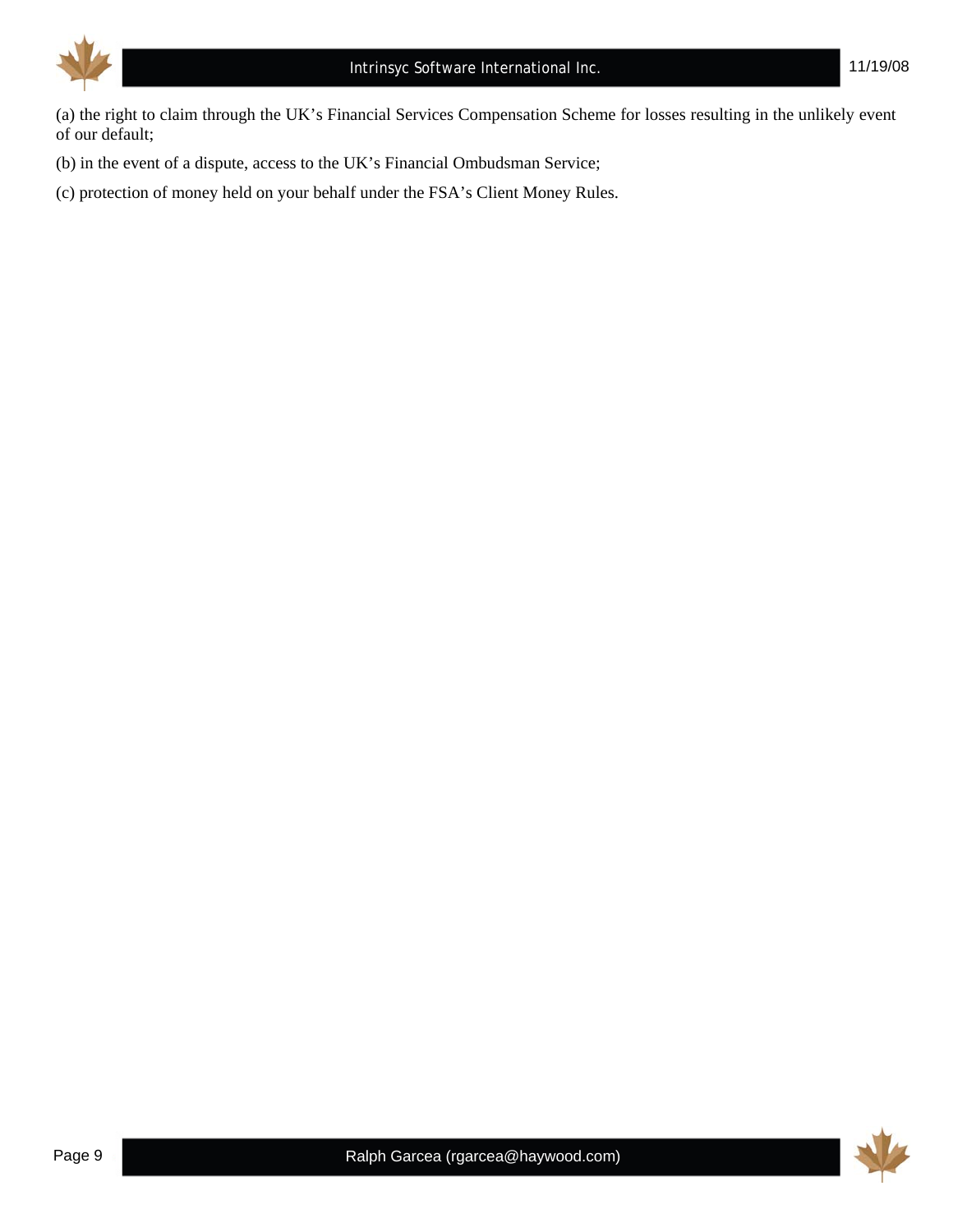(a) the right to claim through the UK's Financial Services Compensation Scheme for losses resulting in the unlikely event of our default;

(b) in the event of a dispute, access to the UK's Financial Ombudsman Service;

(c) protection of money held on your behalf under the FSA's Client Money Rules.